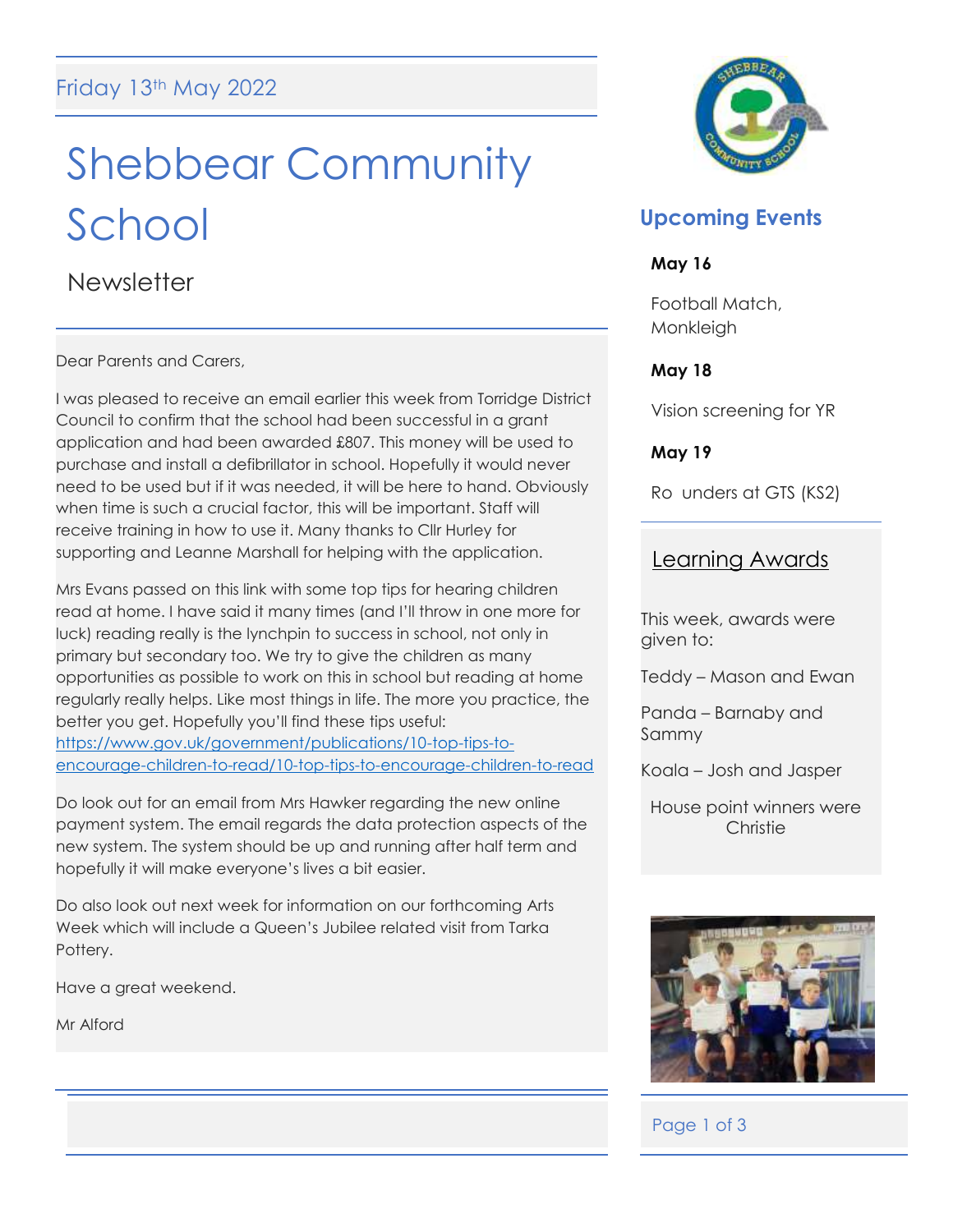Friday 13th May 2022

# Shebbear Community School

## Newsletter

Dear Parents and Carers,

I was pleased to receive an email earlier this week from Torridge District Council to confirm that the school had been successful in a grant application and had been awarded £807. This money will be used to purchase and install a defibrillator in school. Hopefully it would never need to be used but if it was needed, it will be here to hand. Obviously when time is such a crucial factor, this will be important. Staff will receive training in how to use it. Many thanks to Cllr Hurley for supporting and Leanne Marshall for helping with the application.

Mrs Evans passed on this link with some top tips for hearing children read at home. I have said it many times (and I'll throw in one more for luck) reading really is the lynchpin to success in school, not only in primary but secondary too. We try to give the children as many opportunities as possible to work on this in school but reading at home regularly really helps. Like most things in life. The more you practice, the better you get. Hopefully you'll find these tips useful: [https://www.gov.uk/government/publications/10-top-tips-to-encourage-children-to-read/10-top-tips-to-encourage-children-to-read](https://www.gov.uk/government/publications/10-top-tips-to-encourage-children-to-read/10-top-tips-to-encourage-children-to-read)

Do look out for an email from Mrs Hawker regarding the new online payment system. The email regards the data protection aspects of the new system. The system should be up and running after half term and hopefully it will make everyone's lives a bit easier.

Do also look out next week for information on our forthcoming Arts Week which will include a Queen's Jubilee related visit from Tarka Pottery.

Have a great weekend.

Mr Alford

## Upcoming Events

**May 16**

Football Match, Monkleigh

**May 18**

Vision screening for YR

**May 19**

Ro unders at GTS (KS2)

## Learning Awards

This week, awards were given to:

Teddy – Mason and Ewan

Panda – Barnaby and Sammy

Koala – Josh and Jasper

House point winners were Christie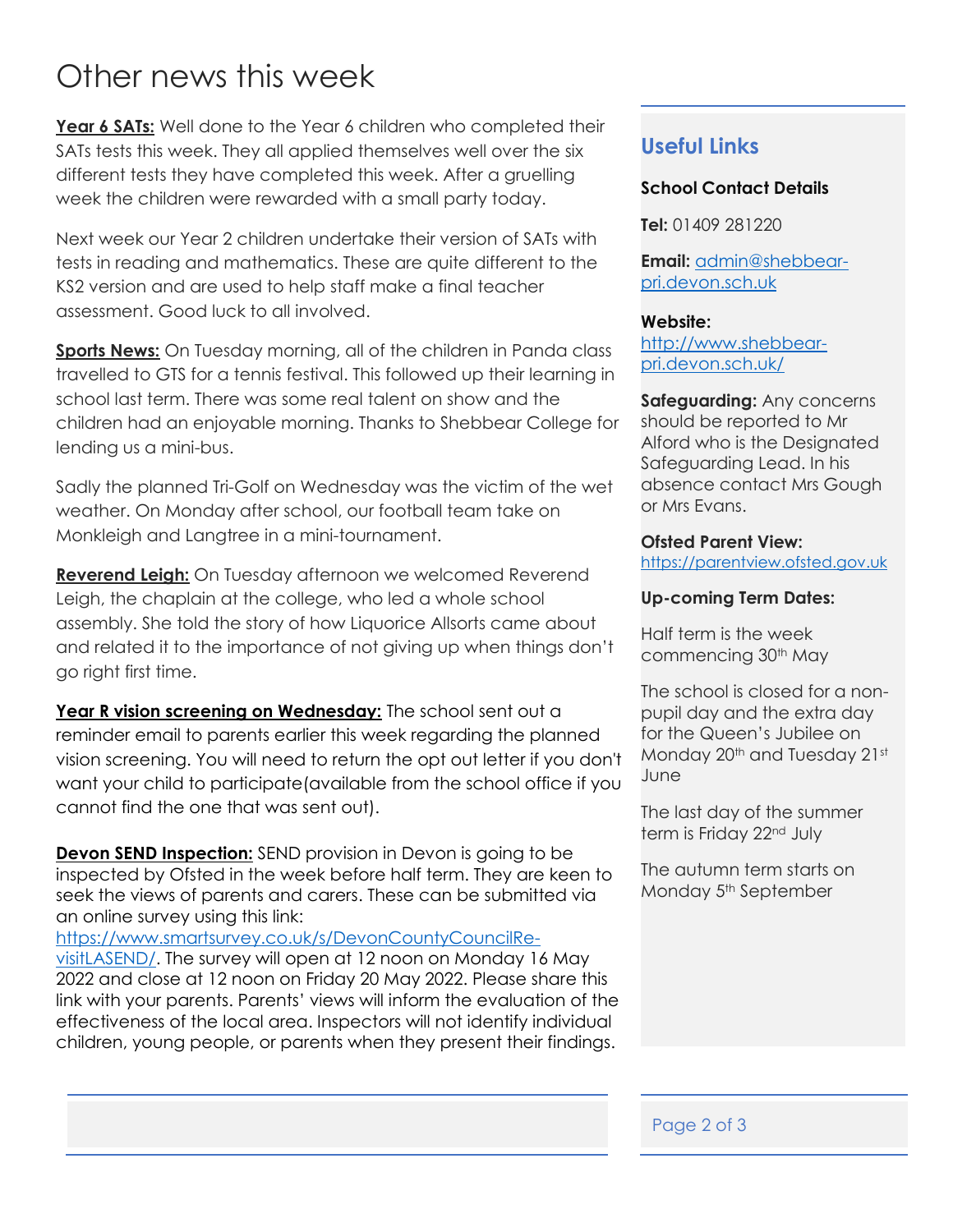# Other news this week

**Year 6 SATs:** Well done to the Year 6 children who completed their SATs tests this week. They all applied themselves well over the six different tests they have completed this week. After a gruelling week the children were rewarded with a small party today.

Next week our Year 2 children undertake their version of SATs with tests in reading and mathematics. These are quite different to the KS2 version and are used to help staff make a final teacher assessment. Good luck to all involved.

**Sports News:** On Tuesday morning, all of the children in Panda class travelled to GTS for a tennis festival. This followed up their learning in school last term. There was some real talent on show and the children had an enjoyable morning. Thanks to Shebbear College for lending us a mini-bus.

Sadly the planned Tri-Golf on Wednesday was the victim of the wet weather. On Monday after school, our football team take on Monkleigh and Langtree in a mini-tournament.

**Reverend Leigh:** On Tuesday afternoon we welcomed Reverend Leigh, the chaplain at the college, who led a whole school assembly. She told the story of how Liquorice Allsorts came about and related it to the importance of not giving up when things don't go right first time.

**Year R vision screening on Wednesday:** The school sent out a reminder email to parents earlier this week regarding the planned vision screening. You will need to return the opt out letter if you don't want your child to participate(available from the school office if you cannot find the one that was sent out).

**Devon SEND Inspection:** SEND provision in Devon is going to be inspected by Ofsted in the week before half term. They are keen to seek the views of parents and carers. These can be submitted via an online survey using this link: https://www.smartsurvey.co.uk/s/DevonCountyCouncilRe-visitLASEND/. The survey will open at 12 noon on Monday 16 May 2022 and close at 12 noon on Friday 20 May 2022. Please share this link with your parents. Parents' views will inform the evaluation of the effectiveness of the local area. Inspectors will not identify individual children, young people, or parents when they present their findings.

## Useful Links

**School Contact Details**

**Tel:** 01409 281220

**Email:** admin@shebbear-pri.devon.sch.uk

**Website:** http://www.shebbear-pri.devon.sch.uk/

**Safeguarding:** Any concerns should be reported to Mr Alford who is the Designated Safeguarding Lead. In his absence contact Mrs Gough or Mrs Evans.

**Ofsted Parent View:** https://parentview.ofsted.gov.uk

**Up-coming Term Dates:**

Half term is the week commencing 30th May

The school is closed for a non-pupil day and the extra day for the Queen's Jubilee on Monday 20th and Tuesday 21st June

The last day of the summer term is Friday 22nd July

The autumn term starts on Monday 5th September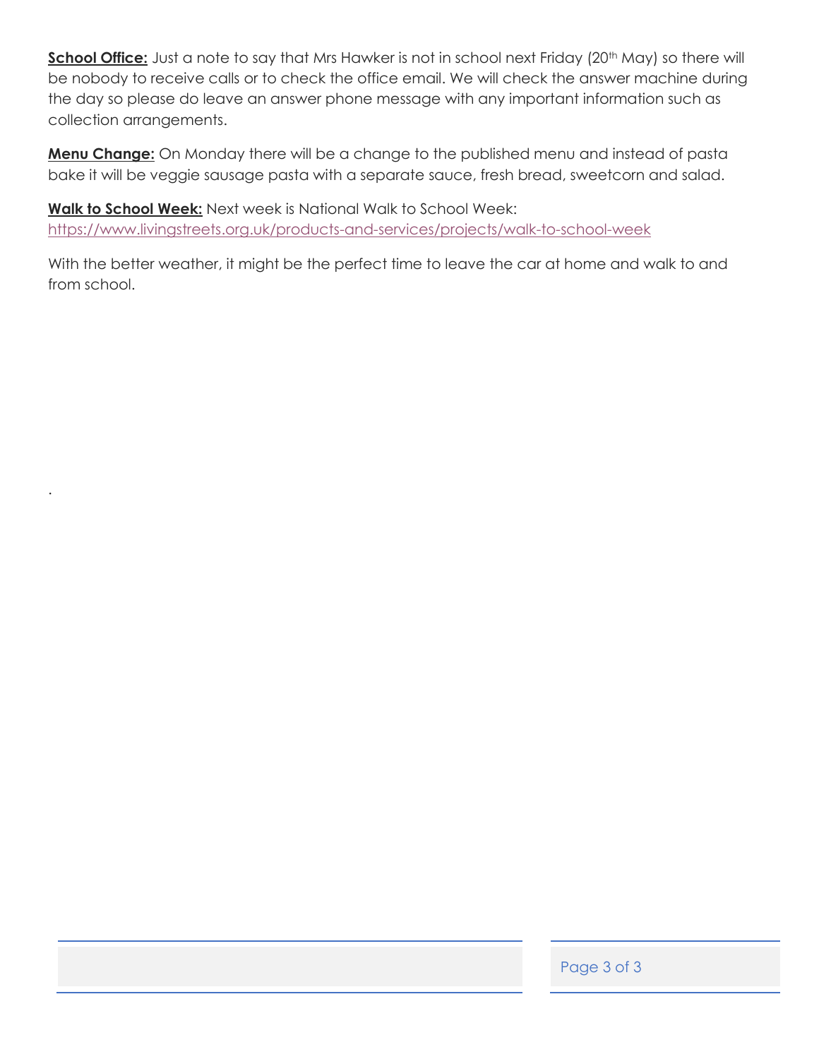**School Office:** Just a note to say that Mrs Hawker is not in school next Friday (20th May) so there will be nobody to receive calls or to check the office email. We will check the answer machine during the day so please do leave an answer phone message with any important information such as collection arrangements.

**Menu Change:** On Monday there will be a change to the published menu and instead of pasta bake it will be veggie sausage pasta with a separate sauce, fresh bread, sweetcorn and salad.

**Walk to School Week:** Next week is National Walk to School Week: https://www.livingstreets.org.uk/products-and-services/projects/walk-to-school-week

With the better weather, it might be the perfect time to leave the car at home and walk to and from school.

.